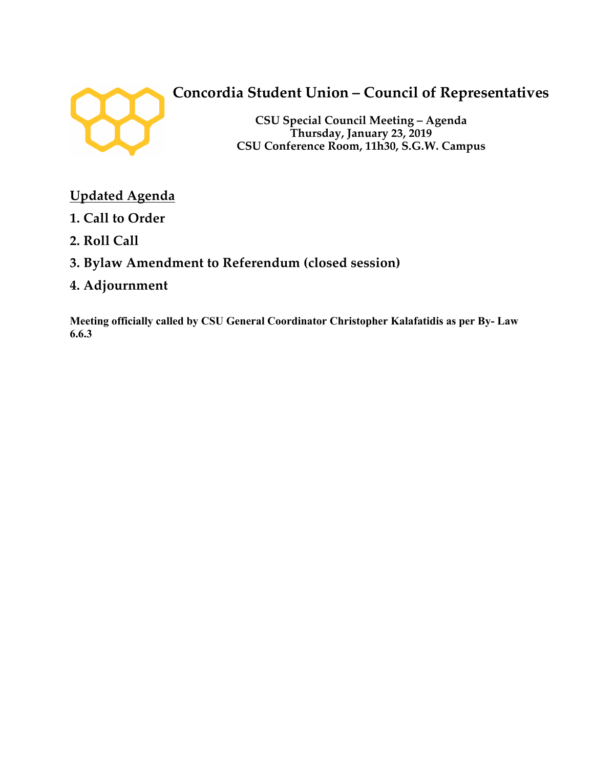# Concordia Student Union – Council of Representatives

**CSU Special Council Meeting – Agenda**
**Thursday, January 23, 2019**
**CSU Conference Room, 11h30, S.G.W. Campus**

## Updated Agenda

**1. Call to Order**

**2. Roll Call**

**3. Bylaw Amendment to Referendum (closed session)**

**4. Adjournment**

**Meeting officially called by CSU General Coordinator Christopher Kalafatidis as per By- Law 6.6.3**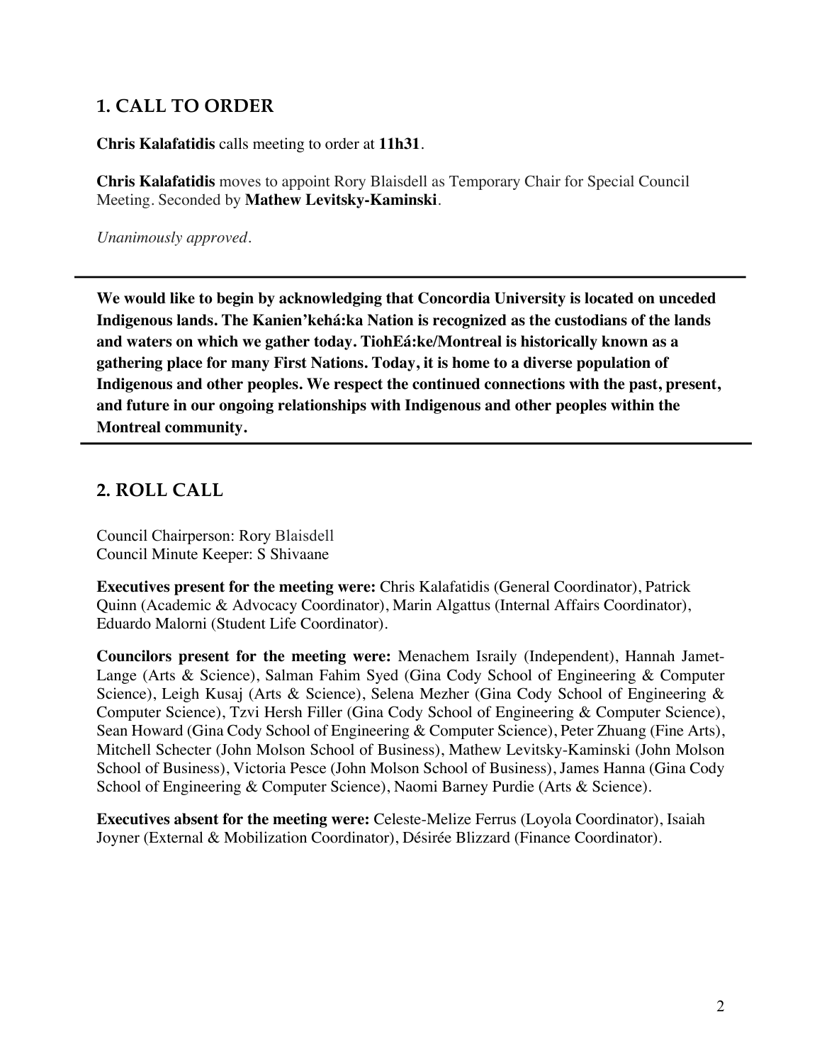## 1. CALL TO ORDER

**Chris Kalafatidis** calls meeting to order at **11h31**.

**Chris Kalafatidis** moves to appoint Rory Blaisdell as Temporary Chair for Special Council Meeting. Seconded by **Mathew Levitsky-Kaminski**.

*Unanimously approved.*

---

**We would like to begin by acknowledging that Concordia University is located on unceded Indigenous lands. The Kanien'kehá:ka Nation is recognized as the custodians of the lands and waters on which we gather today. TiohEá:ke/Montreal is historically known as a gathering place for many First Nations. Today, it is home to a diverse population of Indigenous and other peoples. We respect the continued connections with the past, present, and future in our ongoing relationships with Indigenous and other peoples within the Montreal community.**

---

## 2. ROLL CALL

Council Chairperson: Rory Blaisdell
Council Minute Keeper: S Shivaane

**Executives present for the meeting were:** Chris Kalafatidis (General Coordinator), Patrick Quinn (Academic & Advocacy Coordinator), Marin Algattus (Internal Affairs Coordinator), Eduardo Malorni (Student Life Coordinator).

**Councilors present for the meeting were:** Menachem Israily (Independent), Hannah Jamet-Lange (Arts & Science), Salman Fahim Syed (Gina Cody School of Engineering & Computer Science), Leigh Kusaj (Arts & Science), Selena Mezher (Gina Cody School of Engineering & Computer Science), Tzvi Hersh Filler (Gina Cody School of Engineering & Computer Science), Sean Howard (Gina Cody School of Engineering & Computer Science), Peter Zhuang (Fine Arts), Mitchell Schecter (John Molson School of Business), Mathew Levitsky-Kaminski (John Molson School of Business), Victoria Pesce (John Molson School of Business), James Hanna (Gina Cody School of Engineering & Computer Science), Naomi Barney Purdie (Arts & Science).

**Executives absent for the meeting were:** Celeste-Melize Ferrus (Loyola Coordinator), Isaiah Joyner (External & Mobilization Coordinator), Désirée Blizzard (Finance Coordinator).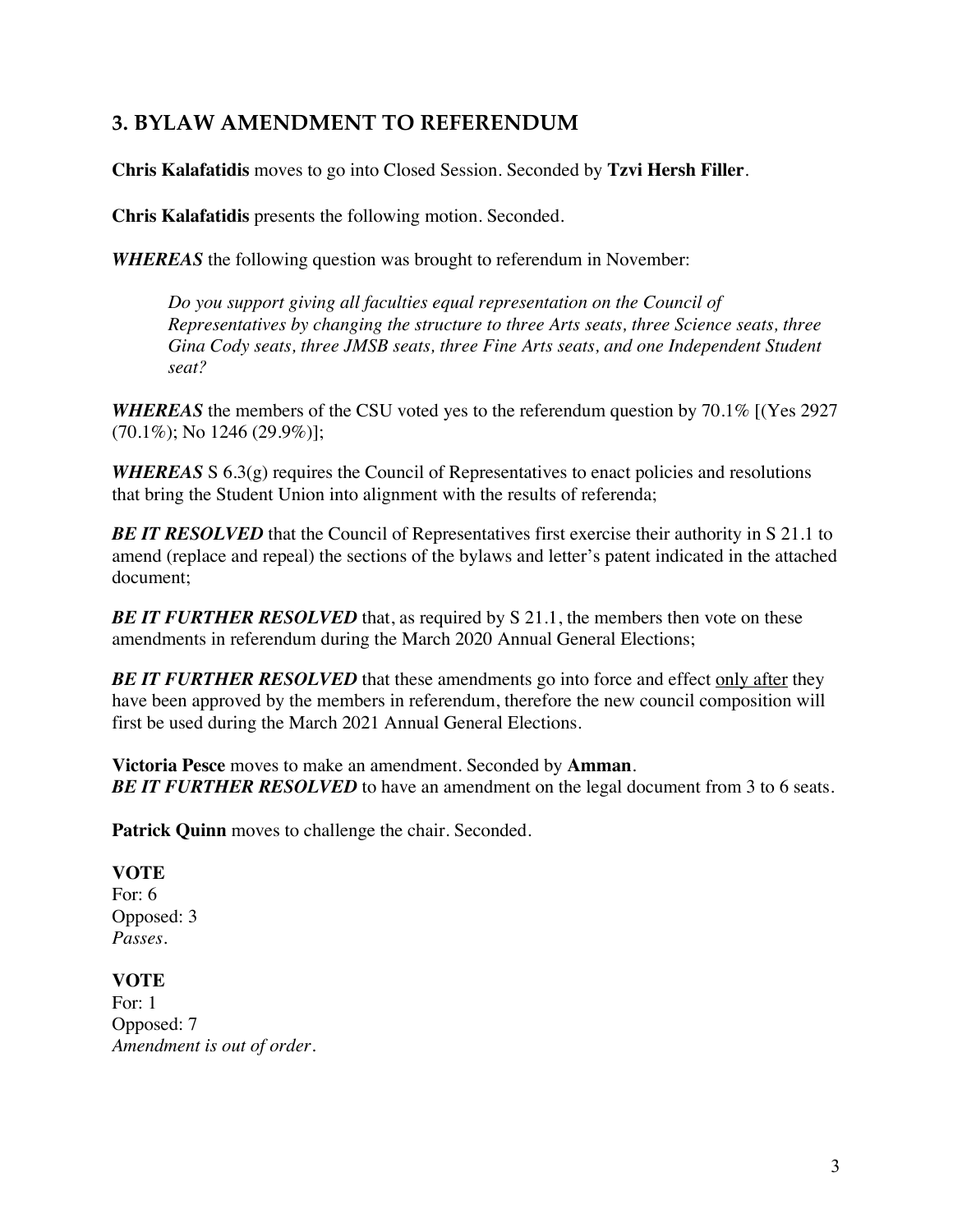## 3. BYLAW AMENDMENT TO REFERENDUM

**Chris Kalafatidis** moves to go into Closed Session. Seconded by **Tzvi Hersh Filler**.

**Chris Kalafatidis** presents the following motion. Seconded.

***WHEREAS*** the following question was brought to referendum in November:

> *Do you support giving all faculties equal representation on the Council of Representatives by changing the structure to three Arts seats, three Science seats, three Gina Cody seats, three JMSB seats, three Fine Arts seats, and one Independent Student seat?*

***WHEREAS*** the members of the CSU voted yes to the referendum question by 70.1% [(Yes 2927 (70.1%); No 1246 (29.9%)];

***WHEREAS*** S 6.3(g) requires the Council of Representatives to enact policies and resolutions that bring the Student Union into alignment with the results of referenda;

***BE IT RESOLVED*** that the Council of Representatives first exercise their authority in S 21.1 to amend (replace and repeal) the sections of the bylaws and letter's patent indicated in the attached document;

***BE IT FURTHER RESOLVED*** that, as required by S 21.1, the members then vote on these amendments in referendum during the March 2020 Annual General Elections;

***BE IT FURTHER RESOLVED*** that these amendments go into force and effect <u>only after</u> they have been approved by the members in referendum, therefore the new council composition will first be used during the March 2021 Annual General Elections.

**Victoria Pesce** moves to make an amendment. Seconded by **Amman**.
***BE IT FURTHER RESOLVED*** to have an amendment on the legal document from 3 to 6 seats.

**Patrick Quinn** moves to challenge the chair. Seconded.

**VOTE**
For: 6
Opposed: 3
*Passes.*

**VOTE**
For: 1
Opposed: 7
*Amendment is out of order.*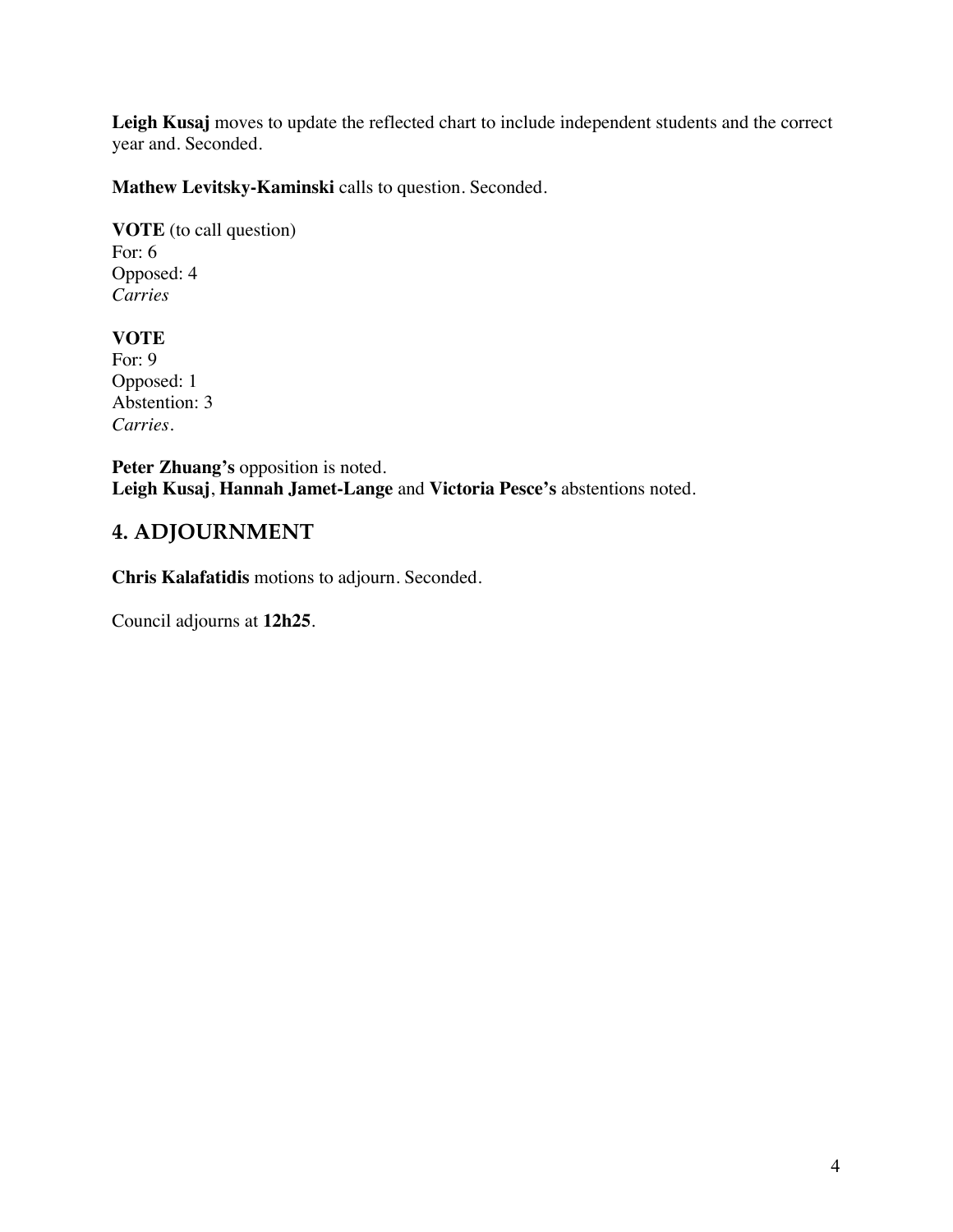**Leigh Kusaj** moves to update the reflected chart to include independent students and the correct year and. Seconded.

**Mathew Levitsky-Kaminski** calls to question. Seconded.

**VOTE** (to call question)
For: 6
Opposed: 4
*Carries*

**VOTE**
For: 9
Opposed: 1
Abstention: 3
*Carries.*

**Peter Zhuang's** opposition is noted.
**Leigh Kusaj**, **Hannah Jamet-Lange** and **Victoria Pesce's** abstentions noted.

## 4. ADJOURNMENT

**Chris Kalafatidis** motions to adjourn. Seconded.

Council adjourns at **12h25**.